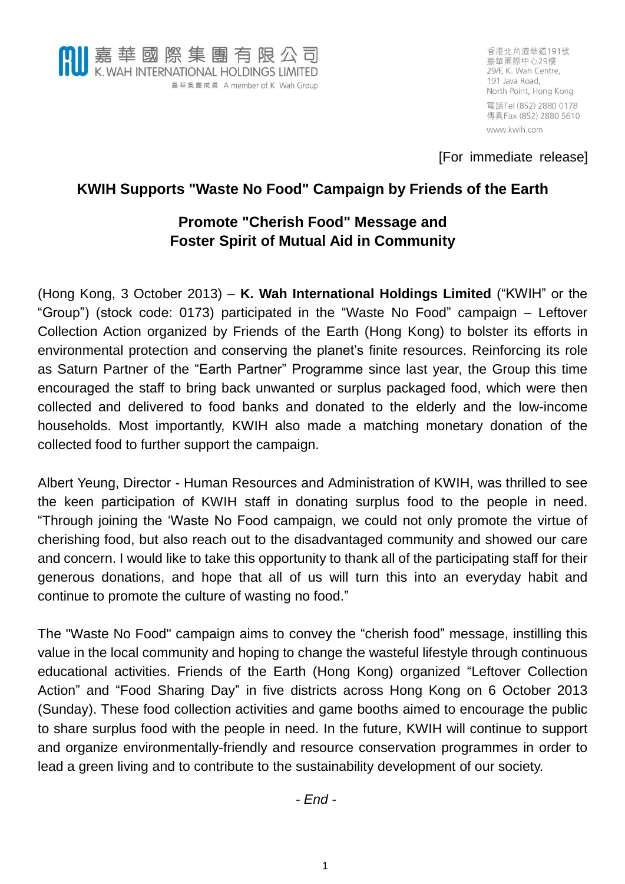嘉華國際集團有限公司
K. WAH INTERNATIONAL HOLDINGS LIMITED
嘉華集團成員 A member of K. Wah Group

香港北角渣華道191號
嘉華國際中心29樓
29/F, K. Wah Centre,
191 Java Road,
North Point, Hong Kong
電話Tel (852) 2880 0178
傳真Fax (852) 2880 5610
www.kwih.com

[For immediate release]

# KWIH Supports "Waste No Food" Campaign by Friends of the Earth

## Promote "Cherish Food" Message and Foster Spirit of Mutual Aid in Community

(Hong Kong, 3 October 2013) – **K. Wah International Holdings Limited** ("KWIH" or the "Group") (stock code: 0173) participated in the "Waste No Food" campaign – Leftover Collection Action organized by Friends of the Earth (Hong Kong) to bolster its efforts in environmental protection and conserving the planet's finite resources. Reinforcing its role as Saturn Partner of the "Earth Partner" Programme since last year, the Group this time encouraged the staff to bring back unwanted or surplus packaged food, which were then collected and delivered to food banks and donated to the elderly and the low-income households. Most importantly, KWIH also made a matching monetary donation of the collected food to further support the campaign.

Albert Yeung, Director - Human Resources and Administration of KWIH, was thrilled to see the keen participation of KWIH staff in donating surplus food to the people in need. "Through joining the 'Waste No Food campaign, we could not only promote the virtue of cherishing food, but also reach out to the disadvantaged community and showed our care and concern. I would like to take this opportunity to thank all of the participating staff for their generous donations, and hope that all of us will turn this into an everyday habit and continue to promote the culture of wasting no food."

The "Waste No Food" campaign aims to convey the "cherish food" message, instilling this value in the local community and hoping to change the wasteful lifestyle through continuous educational activities. Friends of the Earth (Hong Kong) organized "Leftover Collection Action" and "Food Sharing Day" in five districts across Hong Kong on 6 October 2013 (Sunday). These food collection activities and game booths aimed to encourage the public to share surplus food with the people in need. In the future, KWIH will continue to support and organize environmentally-friendly and resource conservation programmes in order to lead a green living and to contribute to the sustainability development of our society.

*- End -*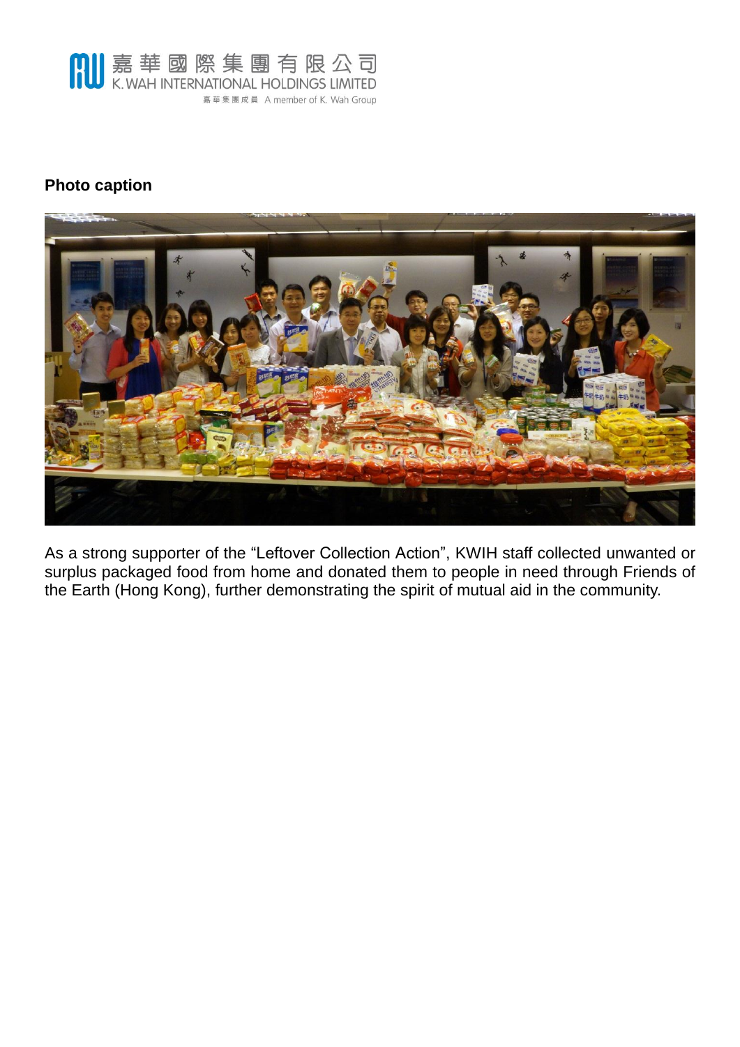**Photo caption**

As a strong supporter of the "Leftover Collection Action", KWIH staff collected unwanted or surplus packaged food from home and donated them to people in need through Friends of the Earth (Hong Kong), further demonstrating the spirit of mutual aid in the community.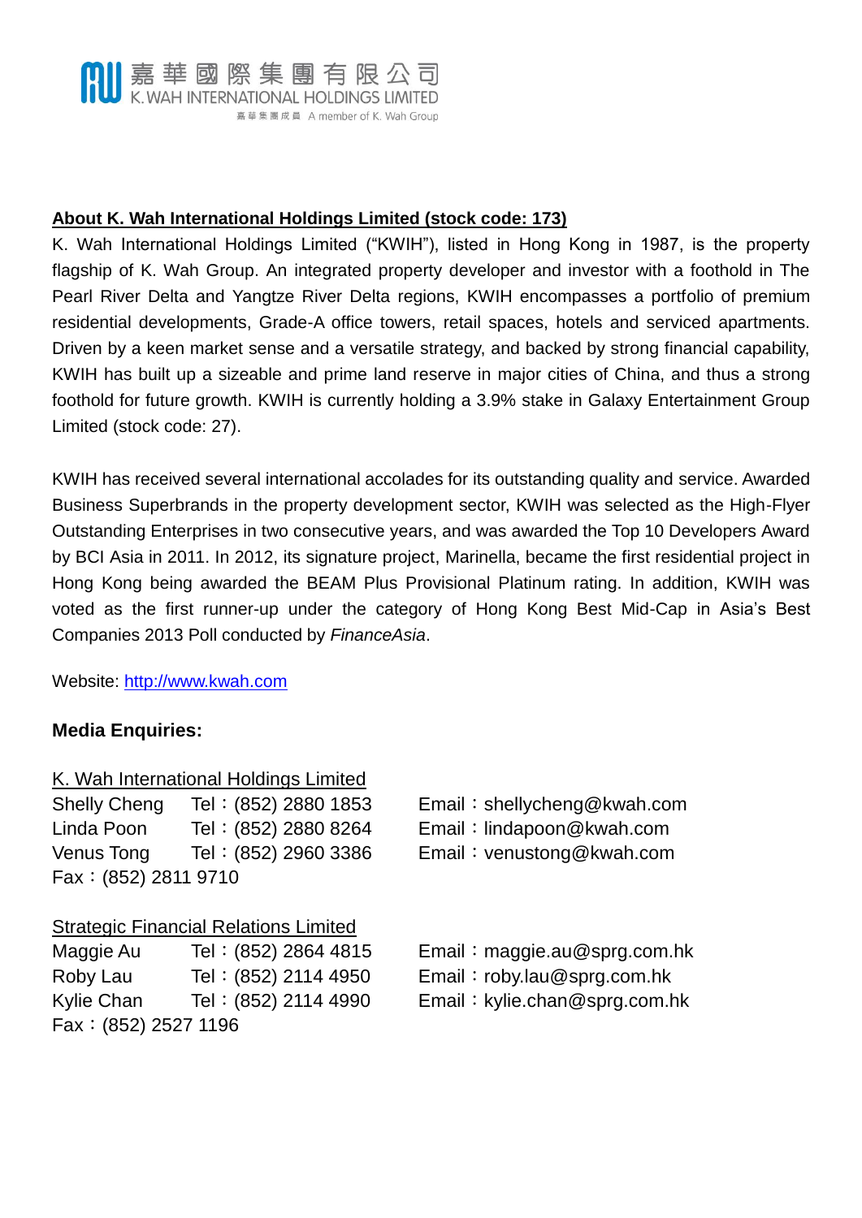嘉華國際集團有限公司
K. WAH INTERNATIONAL HOLDINGS LIMITED
嘉華集團成員 A member of K. Wah Group

**About K. Wah International Holdings Limited (stock code: 173)**

K. Wah International Holdings Limited ("KWIH"), listed in Hong Kong in 1987, is the property flagship of K. Wah Group. An integrated property developer and investor with a foothold in The Pearl River Delta and Yangtze River Delta regions, KWIH encompasses a portfolio of premium residential developments, Grade-A office towers, retail spaces, hotels and serviced apartments. Driven by a keen market sense and a versatile strategy, and backed by strong financial capability, KWIH has built up a sizeable and prime land reserve in major cities of China, and thus a strong foothold for future growth. KWIH is currently holding a 3.9% stake in Galaxy Entertainment Group Limited (stock code: 27).

KWIH has received several international accolades for its outstanding quality and service. Awarded Business Superbrands in the property development sector, KWIH was selected as the High-Flyer Outstanding Enterprises in two consecutive years, and was awarded the Top 10 Developers Award by BCI Asia in 2011. In 2012, its signature project, Marinella, became the first residential project in Hong Kong being awarded the BEAM Plus Provisional Platinum rating. In addition, KWIH was voted as the first runner-up under the category of Hong Kong Best Mid-Cap in Asia's Best Companies 2013 Poll conducted by *FinanceAsia*.

Website: http://www.kwah.com

**Media Enquiries:**

K. Wah International Holdings Limited

| | | |
|---|---|---|
| Shelly Cheng | Tel：(852) 2880 1853 | Email：shellycheng@kwah.com |
| Linda Poon | Tel：(852) 2880 8264 | Email：lindapoon@kwah.com |
| Venus Tong | Tel：(852) 2960 3386 | Email：venustong@kwah.com |

Fax：(852) 2811 9710

Strategic Financial Relations Limited

| | | |
|---|---|---|
| Maggie Au | Tel：(852) 2864 4815 | Email：maggie.au@sprg.com.hk |
| Roby Lau | Tel：(852) 2114 4950 | Email：roby.lau@sprg.com.hk |
| Kylie Chan | Tel：(852) 2114 4990 | Email：kylie.chan@sprg.com.hk |

Fax：(852) 2527 1196